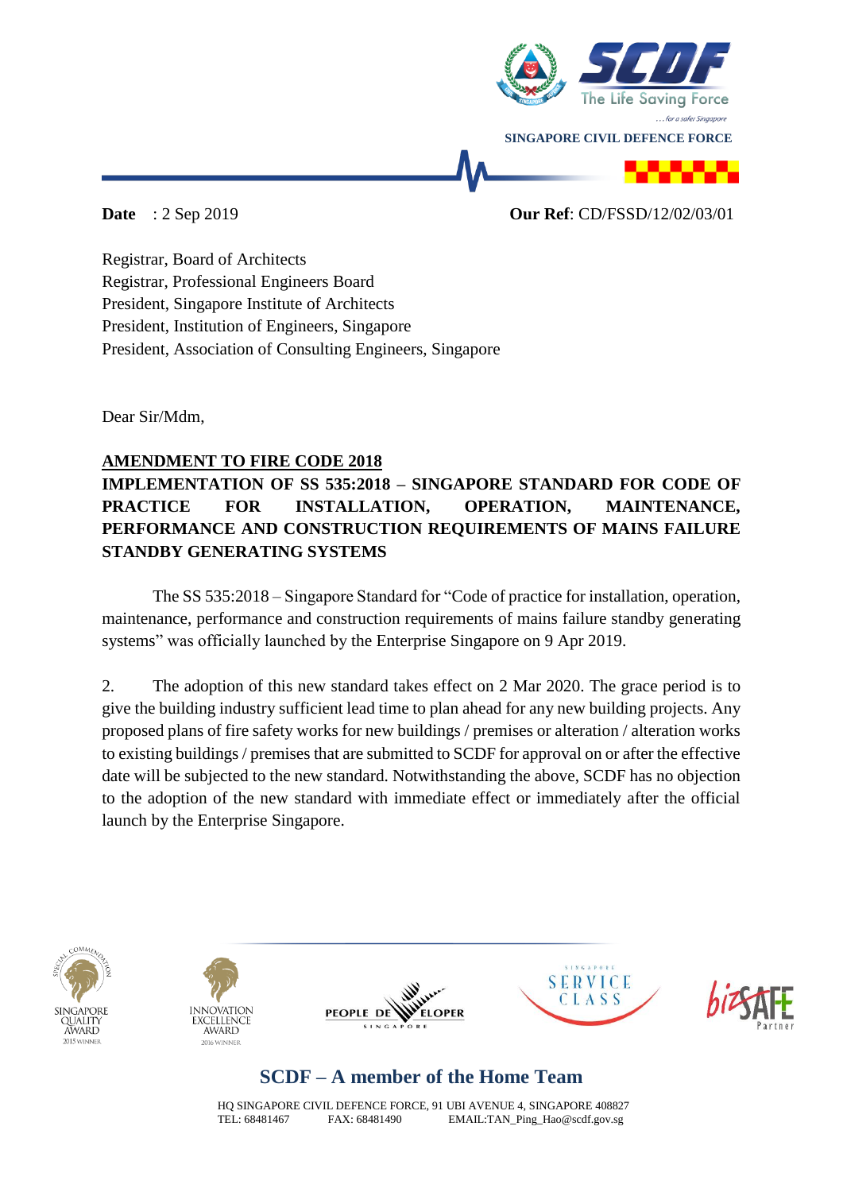**Date** : 2 Sep 2019 **Our Ref**: CD/FSSD/12/02/03/01

Registrar, Board of Architects
Registrar, Professional Engineers Board
President, Singapore Institute of Architects
President, Institution of Engineers, Singapore
President, Association of Consulting Engineers, Singapore

Dear Sir/Mdm,

**AMENDMENT TO FIRE CODE 2018**
**IMPLEMENTATION OF SS 535:2018 – SINGAPORE STANDARD FOR CODE OF PRACTICE FOR INSTALLATION, OPERATION, MAINTENANCE, PERFORMANCE AND CONSTRUCTION REQUIREMENTS OF MAINS FAILURE STANDBY GENERATING SYSTEMS**

The SS 535:2018 – Singapore Standard for "Code of practice for installation, operation, maintenance, performance and construction requirements of mains failure standby generating systems" was officially launched by the Enterprise Singapore on 9 Apr 2019.

2. The adoption of this new standard takes effect on 2 Mar 2020. The grace period is to give the building industry sufficient lead time to plan ahead for any new building projects. Any proposed plans of fire safety works for new buildings / premises or alteration / alteration works to existing buildings / premises that are submitted to SCDF for approval on or after the effective date will be subjected to the new standard. Notwithstanding the above, SCDF has no objection to the adoption of the new standard with immediate effect or immediately after the official launch by the Enterprise Singapore.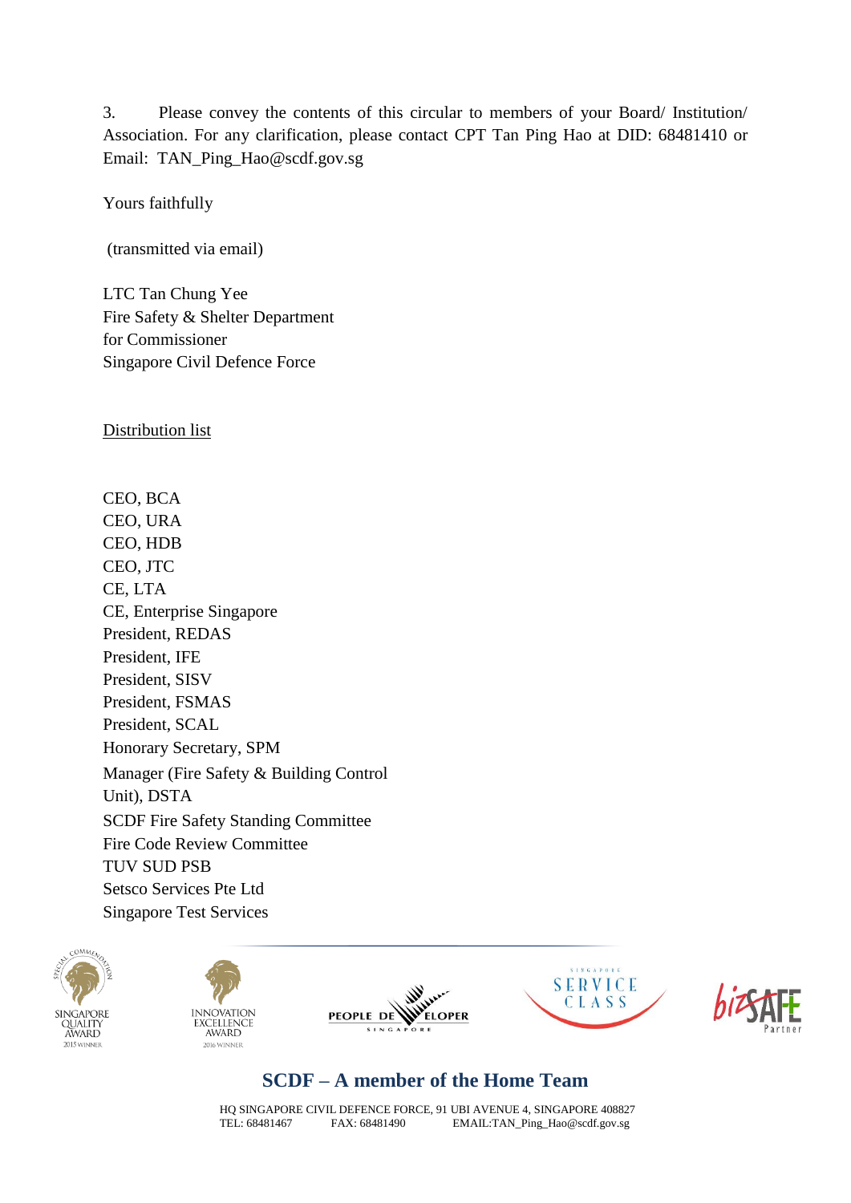3. Please convey the contents of this circular to members of your Board/ Institution/ Association. For any clarification, please contact CPT Tan Ping Hao at DID: 68481410 or Email: TAN_Ping_Hao@scdf.gov.sg

Yours faithfully

(transmitted via email)

LTC Tan Chung Yee
Fire Safety & Shelter Department
for Commissioner
Singapore Civil Defence Force

Distribution list

CEO, BCA
CEO, URA
CEO, HDB
CEO, JTC
CE, LTA
CE, Enterprise Singapore
President, REDAS
President, IFE
President, SISV
President, FSMAS
President, SCAL
Honorary Secretary, SPM
Manager (Fire Safety & Building Control Unit), DSTA
SCDF Fire Safety Standing Committee
Fire Code Review Committee
TUV SUD PSB
Setsco Services Pte Ltd
Singapore Test Services

**SCDF – A member of the Home Team**

HQ SINGAPORE CIVIL DEFENCE FORCE, 91 UBI AVENUE 4, SINGAPORE 408827
TEL: 68481467 FAX: 68481490 EMAIL:TAN_Ping_Hao@scdf.gov.sg